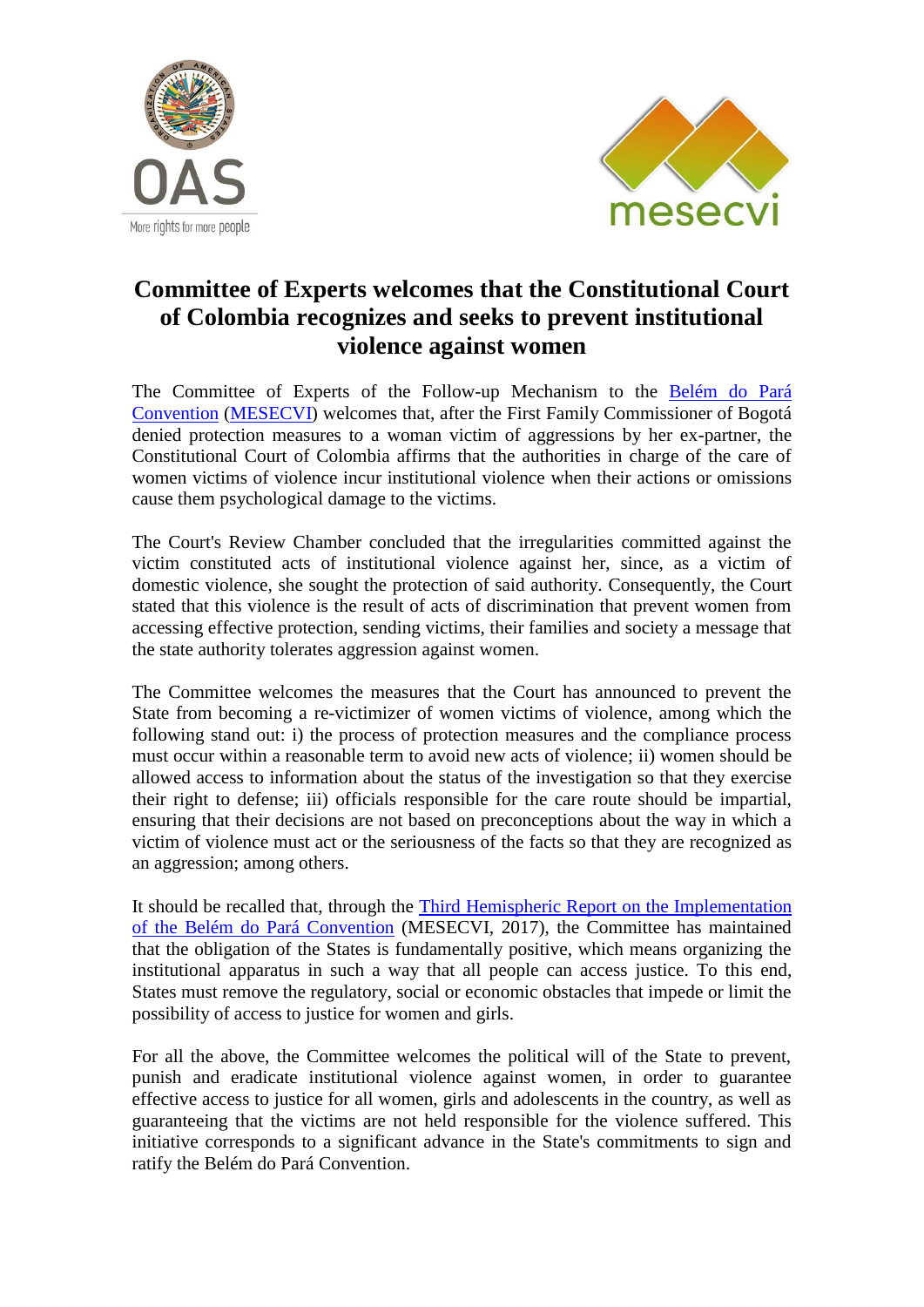# Committee of Experts welcomes that the Constitutional Court of Colombia recognizes and seeks to prevent institutional violence against women

The Committee of Experts of the Follow-up Mechanism to the Belém do Pará Convention (MESECVI) welcomes that, after the First Family Commissioner of Bogotá denied protection measures to a woman victim of aggressions by her ex-partner, the Constitutional Court of Colombia affirms that the authorities in charge of the care of women victims of violence incur institutional violence when their actions or omissions cause them psychological damage to the victims.

The Court's Review Chamber concluded that the irregularities committed against the victim constituted acts of institutional violence against her, since, as a victim of domestic violence, she sought the protection of said authority. Consequently, the Court stated that this violence is the result of acts of discrimination that prevent women from accessing effective protection, sending victims, their families and society a message that the state authority tolerates aggression against women.

The Committee welcomes the measures that the Court has announced to prevent the State from becoming a re-victimizer of women victims of violence, among which the following stand out: i) the process of protection measures and the compliance process must occur within a reasonable term to avoid new acts of violence; ii) women should be allowed access to information about the status of the investigation so that they exercise their right to defense; iii) officials responsible for the care route should be impartial, ensuring that their decisions are not based on preconceptions about the way in which a victim of violence must act or the seriousness of the facts so that they are recognized as an aggression; among others.

It should be recalled that, through the Third Hemispheric Report on the Implementation of the Belém do Pará Convention (MESECVI, 2017), the Committee has maintained that the obligation of the States is fundamentally positive, which means organizing the institutional apparatus in such a way that all people can access justice. To this end, States must remove the regulatory, social or economic obstacles that impede or limit the possibility of access to justice for women and girls.

For all the above, the Committee welcomes the political will of the State to prevent, punish and eradicate institutional violence against women, in order to guarantee effective access to justice for all women, girls and adolescents in the country, as well as guaranteeing that the victims are not held responsible for the violence suffered. This initiative corresponds to a significant advance in the State's commitments to sign and ratify the Belém do Pará Convention.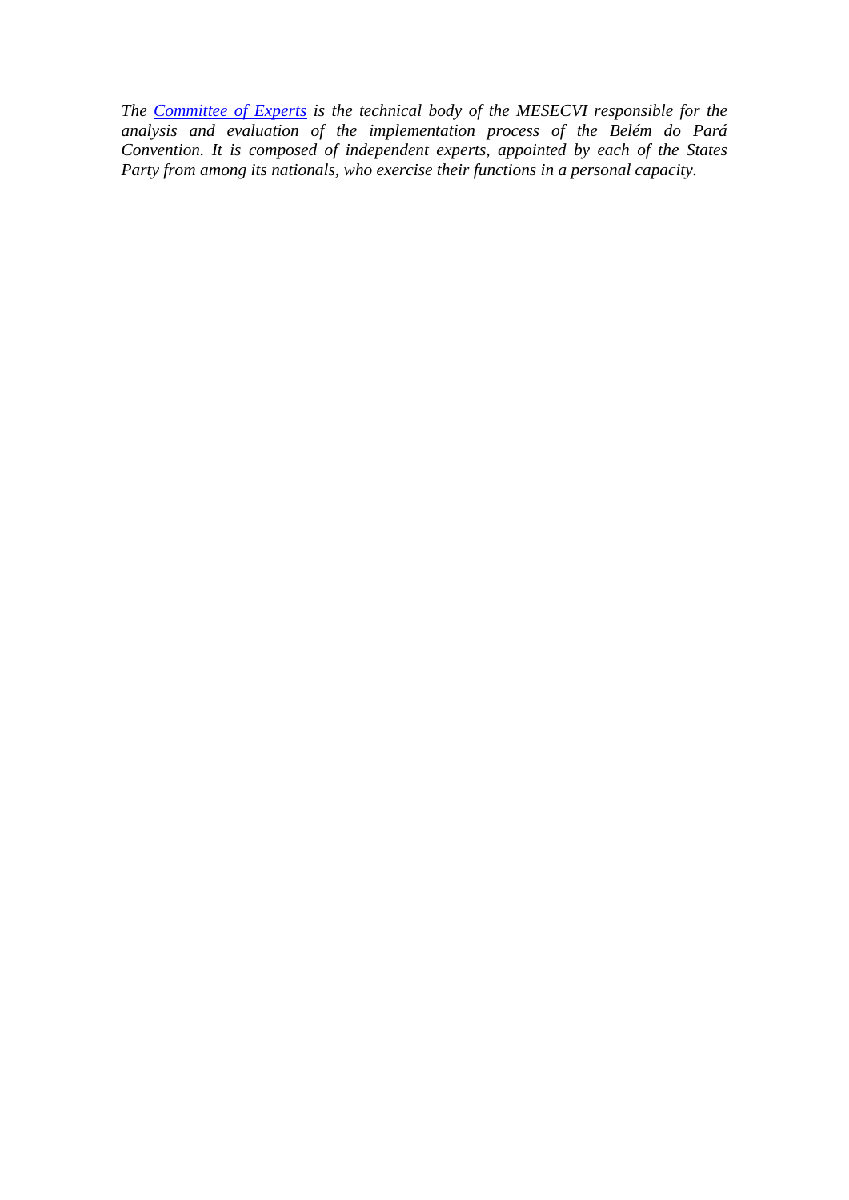*The Committee of Experts is the technical body of the MESECVI responsible for the analysis and evaluation of the implementation process of the Belém do Pará Convention. It is composed of independent experts, appointed by each of the States Party from among its nationals, who exercise their functions in a personal capacity.*